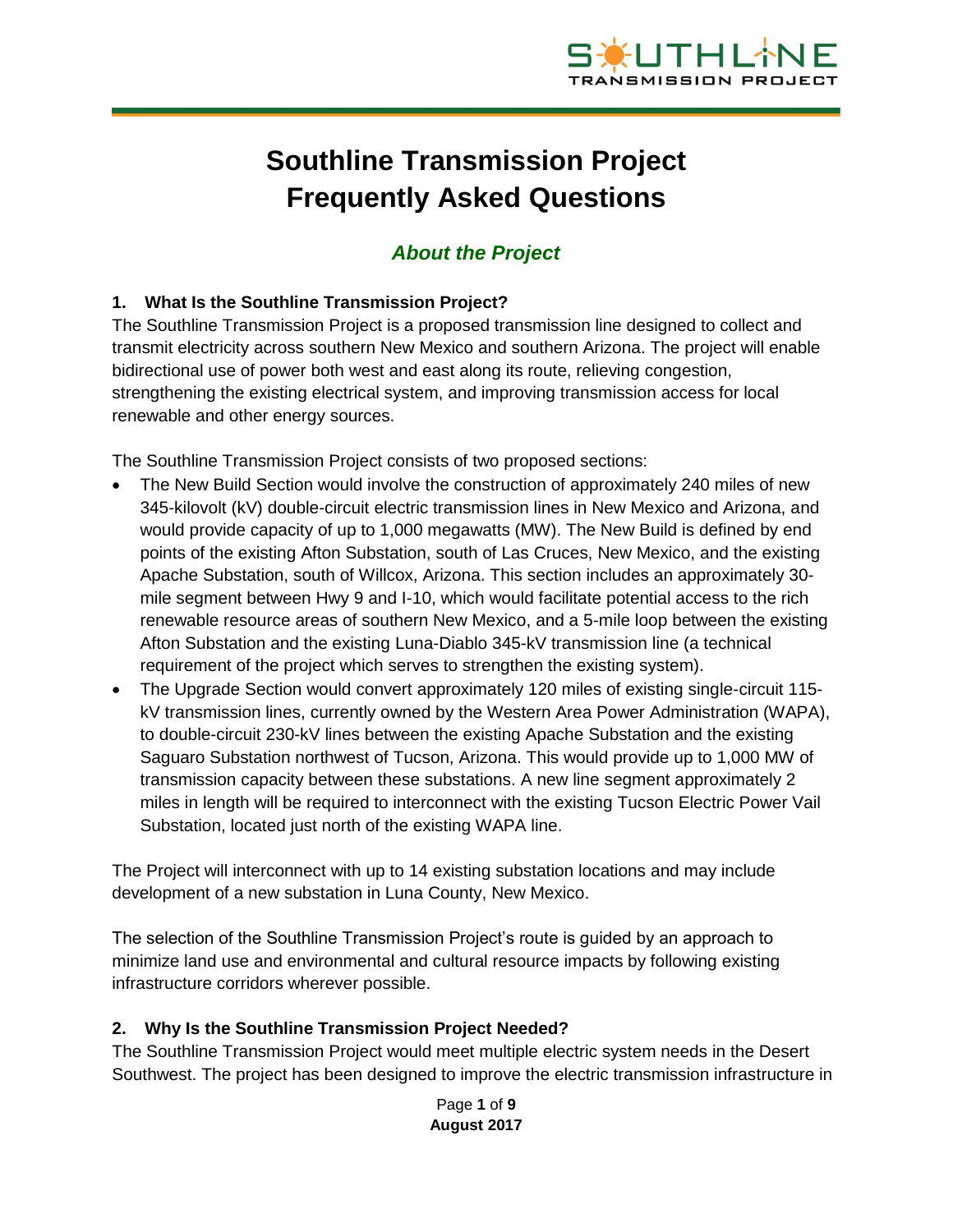# Southline Transmission Project Frequently Asked Questions

## *About the Project*

### 1. What Is the Southline Transmission Project?

The Southline Transmission Project is a proposed transmission line designed to collect and transmit electricity across southern New Mexico and southern Arizona. The project will enable bidirectional use of power both west and east along its route, relieving congestion, strengthening the existing electrical system, and improving transmission access for local renewable and other energy sources.

The Southline Transmission Project consists of two proposed sections:

- The New Build Section would involve the construction of approximately 240 miles of new 345-kilovolt (kV) double-circuit electric transmission lines in New Mexico and Arizona, and would provide capacity of up to 1,000 megawatts (MW). The New Build is defined by end points of the existing Afton Substation, south of Las Cruces, New Mexico, and the existing Apache Substation, south of Willcox, Arizona. This section includes an approximately 30-mile segment between Hwy 9 and I-10, which would facilitate potential access to the rich renewable resource areas of southern New Mexico, and a 5-mile loop between the existing Afton Substation and the existing Luna-Diablo 345-kV transmission line (a technical requirement of the project which serves to strengthen the existing system).
- The Upgrade Section would convert approximately 120 miles of existing single-circuit 115-kV transmission lines, currently owned by the Western Area Power Administration (WAPA), to double-circuit 230-kV lines between the existing Apache Substation and the existing Saguaro Substation northwest of Tucson, Arizona. This would provide up to 1,000 MW of transmission capacity between these substations. A new line segment approximately 2 miles in length will be required to interconnect with the existing Tucson Electric Power Vail Substation, located just north of the existing WAPA line.

The Project will interconnect with up to 14 existing substation locations and may include development of a new substation in Luna County, New Mexico.

The selection of the Southline Transmission Project's route is guided by an approach to minimize land use and environmental and cultural resource impacts by following existing infrastructure corridors wherever possible.

### 2. Why Is the Southline Transmission Project Needed?

The Southline Transmission Project would meet multiple electric system needs in the Desert Southwest. The project has been designed to improve the electric transmission infrastructure in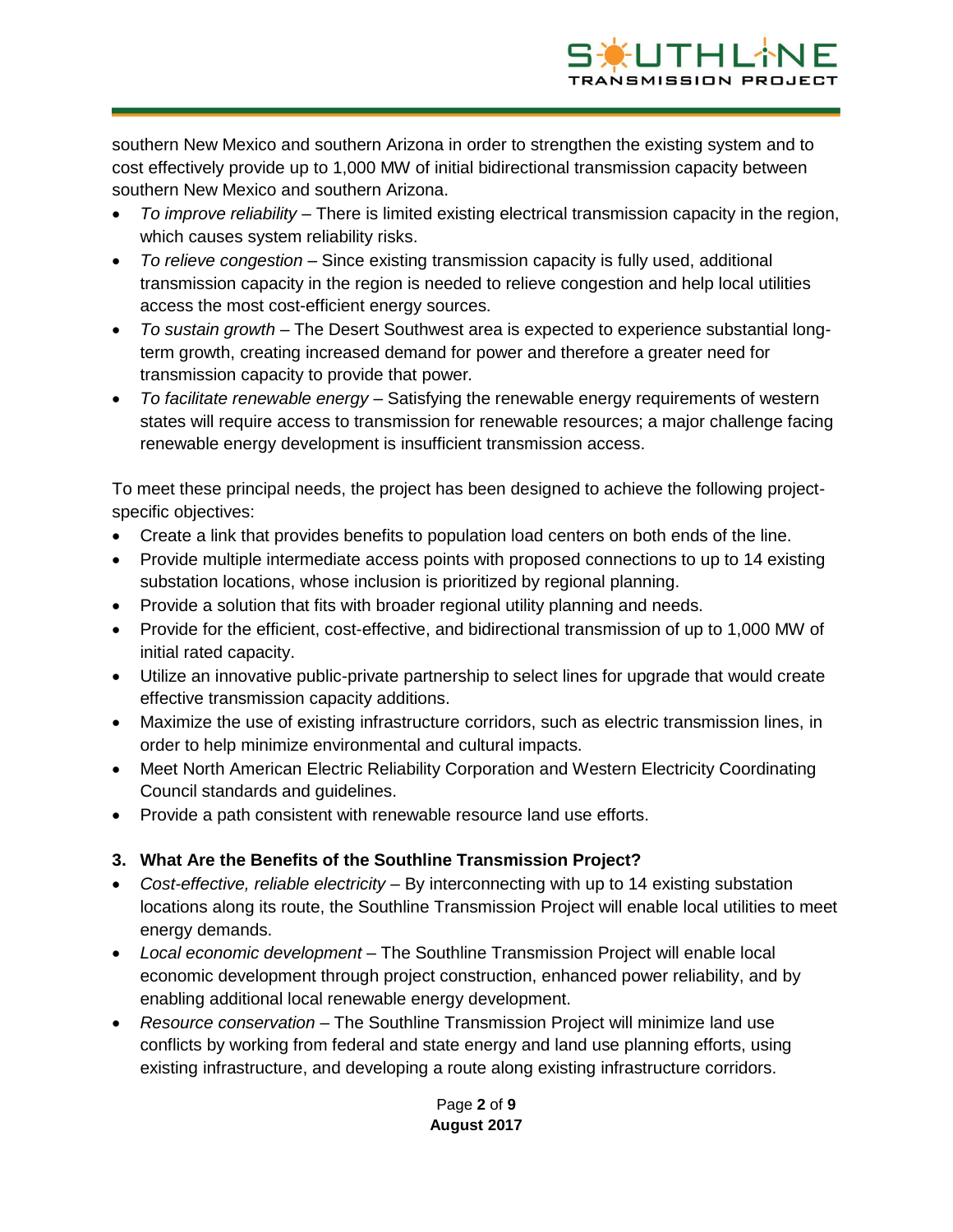southern New Mexico and southern Arizona in order to strengthen the existing system and to cost effectively provide up to 1,000 MW of initial bidirectional transmission capacity between southern New Mexico and southern Arizona.

- *To improve reliability* – There is limited existing electrical transmission capacity in the region, which causes system reliability risks.
- *To relieve congestion* – Since existing transmission capacity is fully used, additional transmission capacity in the region is needed to relieve congestion and help local utilities access the most cost-efficient energy sources.
- *To sustain growth* – The Desert Southwest area is expected to experience substantial long-term growth, creating increased demand for power and therefore a greater need for transmission capacity to provide that power.
- *To facilitate renewable energy* – Satisfying the renewable energy requirements of western states will require access to transmission for renewable resources; a major challenge facing renewable energy development is insufficient transmission access.

To meet these principal needs, the project has been designed to achieve the following project-specific objectives:

- Create a link that provides benefits to population load centers on both ends of the line.
- Provide multiple intermediate access points with proposed connections to up to 14 existing substation locations, whose inclusion is prioritized by regional planning.
- Provide a solution that fits with broader regional utility planning and needs.
- Provide for the efficient, cost-effective, and bidirectional transmission of up to 1,000 MW of initial rated capacity.
- Utilize an innovative public-private partnership to select lines for upgrade that would create effective transmission capacity additions.
- Maximize the use of existing infrastructure corridors, such as electric transmission lines, in order to help minimize environmental and cultural impacts.
- Meet North American Electric Reliability Corporation and Western Electricity Coordinating Council standards and guidelines.
- Provide a path consistent with renewable resource land use efforts.

### 3. What Are the Benefits of the Southline Transmission Project?

- *Cost-effective, reliable electricity* – By interconnecting with up to 14 existing substation locations along its route, the Southline Transmission Project will enable local utilities to meet energy demands.
- *Local economic development* – The Southline Transmission Project will enable local economic development through project construction, enhanced power reliability, and by enabling additional local renewable energy development.
- *Resource conservation* – The Southline Transmission Project will minimize land use conflicts by working from federal and state energy and land use planning efforts, using existing infrastructure, and developing a route along existing infrastructure corridors.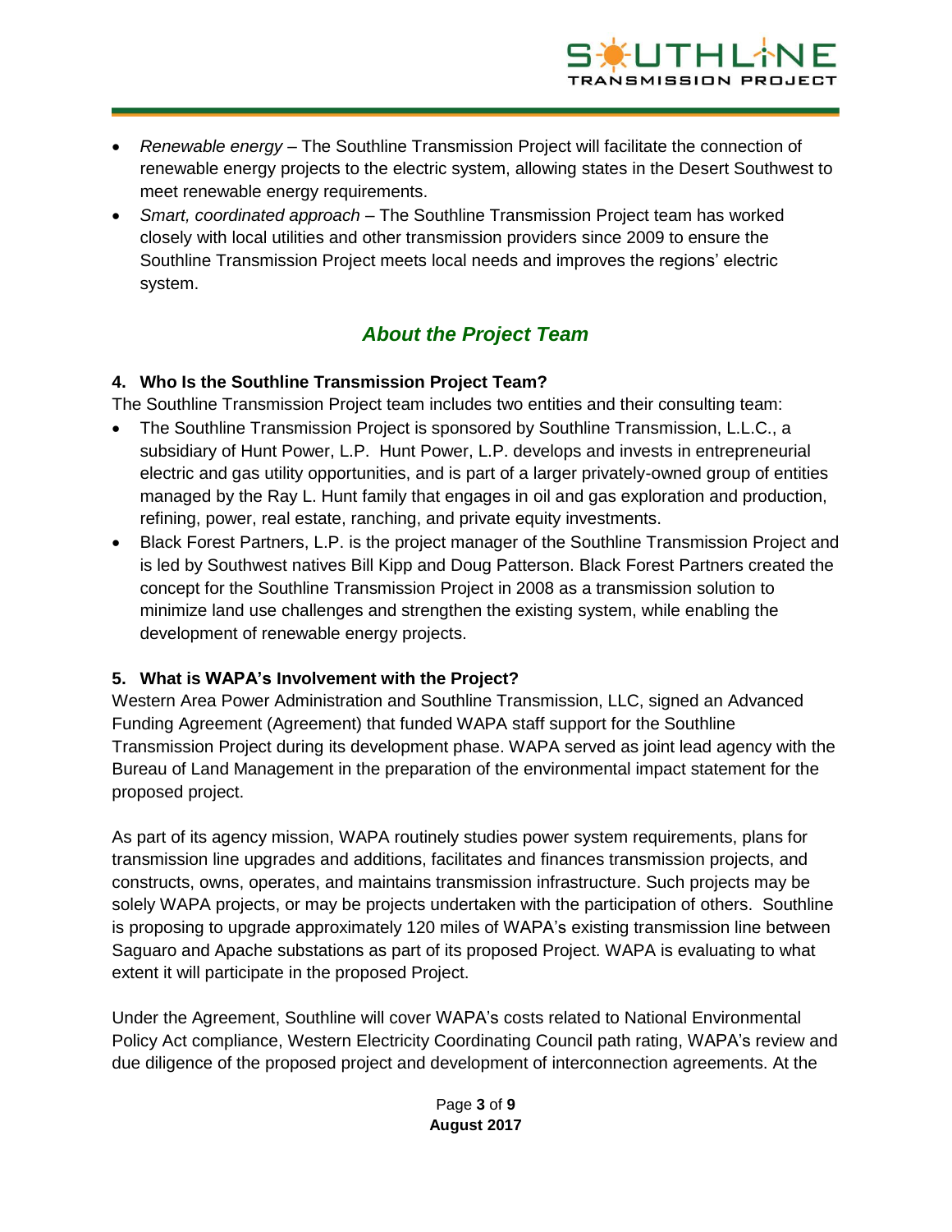- *Renewable energy* – The Southline Transmission Project will facilitate the connection of renewable energy projects to the electric system, allowing states in the Desert Southwest to meet renewable energy requirements.
- *Smart, coordinated approach* – The Southline Transmission Project team has worked closely with local utilities and other transmission providers since 2009 to ensure the Southline Transmission Project meets local needs and improves the regions' electric system.

## *About the Project Team*

### 4. Who Is the Southline Transmission Project Team?

The Southline Transmission Project team includes two entities and their consulting team:

- The Southline Transmission Project is sponsored by Southline Transmission, L.L.C., a subsidiary of Hunt Power, L.P. Hunt Power, L.P. develops and invests in entrepreneurial electric and gas utility opportunities, and is part of a larger privately-owned group of entities managed by the Ray L. Hunt family that engages in oil and gas exploration and production, refining, power, real estate, ranching, and private equity investments.
- Black Forest Partners, L.P. is the project manager of the Southline Transmission Project and is led by Southwest natives Bill Kipp and Doug Patterson. Black Forest Partners created the concept for the Southline Transmission Project in 2008 as a transmission solution to minimize land use challenges and strengthen the existing system, while enabling the development of renewable energy projects.

### 5. What is WAPA's Involvement with the Project?

Western Area Power Administration and Southline Transmission, LLC, signed an Advanced Funding Agreement (Agreement) that funded WAPA staff support for the Southline Transmission Project during its development phase. WAPA served as joint lead agency with the Bureau of Land Management in the preparation of the environmental impact statement for the proposed project.

As part of its agency mission, WAPA routinely studies power system requirements, plans for transmission line upgrades and additions, facilitates and finances transmission projects, and constructs, owns, operates, and maintains transmission infrastructure. Such projects may be solely WAPA projects, or may be projects undertaken with the participation of others. Southline is proposing to upgrade approximately 120 miles of WAPA's existing transmission line between Saguaro and Apache substations as part of its proposed Project. WAPA is evaluating to what extent it will participate in the proposed Project.

Under the Agreement, Southline will cover WAPA's costs related to National Environmental Policy Act compliance, Western Electricity Coordinating Council path rating, WAPA's review and due diligence of the proposed project and development of interconnection agreements. At the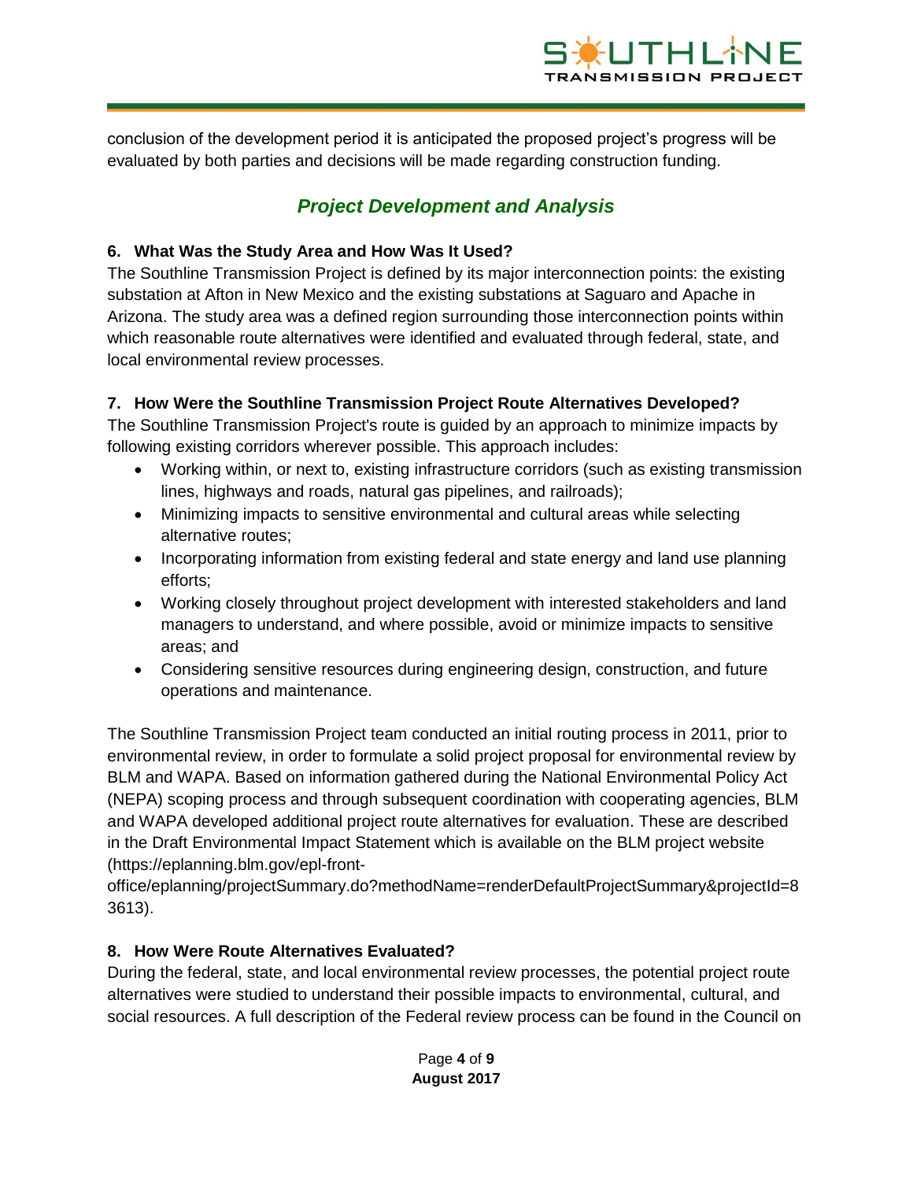conclusion of the development period it is anticipated the proposed project's progress will be evaluated by both parties and decisions will be made regarding construction funding.

## *Project Development and Analysis*

### 6. What Was the Study Area and How Was It Used?

The Southline Transmission Project is defined by its major interconnection points: the existing substation at Afton in New Mexico and the existing substations at Saguaro and Apache in Arizona. The study area was a defined region surrounding those interconnection points within which reasonable route alternatives were identified and evaluated through federal, state, and local environmental review processes.

### 7. How Were the Southline Transmission Project Route Alternatives Developed?

The Southline Transmission Project's route is guided by an approach to minimize impacts by following existing corridors wherever possible. This approach includes:

- Working within, or next to, existing infrastructure corridors (such as existing transmission lines, highways and roads, natural gas pipelines, and railroads);
- Minimizing impacts to sensitive environmental and cultural areas while selecting alternative routes;
- Incorporating information from existing federal and state energy and land use planning efforts;
- Working closely throughout project development with interested stakeholders and land managers to understand, and where possible, avoid or minimize impacts to sensitive areas; and
- Considering sensitive resources during engineering design, construction, and future operations and maintenance.

The Southline Transmission Project team conducted an initial routing process in 2011, prior to environmental review, in order to formulate a solid project proposal for environmental review by BLM and WAPA. Based on information gathered during the National Environmental Policy Act (NEPA) scoping process and through subsequent coordination with cooperating agencies, BLM and WAPA developed additional project route alternatives for evaluation. These are described in the Draft Environmental Impact Statement which is available on the BLM project website (https://eplanning.blm.gov/epl-front-office/eplanning/projectSummary.do?methodName=renderDefaultProjectSummary&projectId=83613).

### 8. How Were Route Alternatives Evaluated?

During the federal, state, and local environmental review processes, the potential project route alternatives were studied to understand their possible impacts to environmental, cultural, and social resources. A full description of the Federal review process can be found in the Council on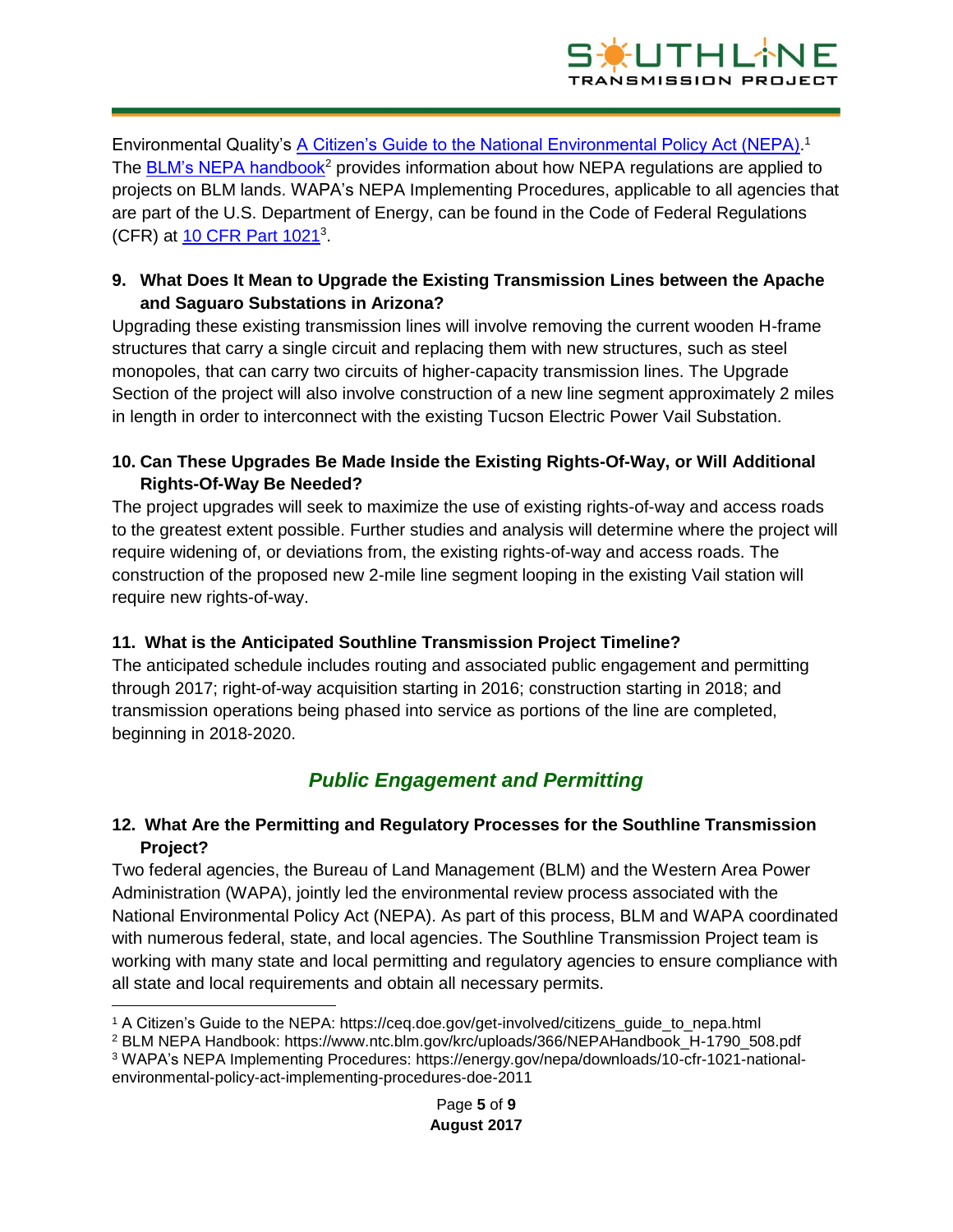Environmental Quality's [A Citizen's Guide to the National Environmental Policy Act (NEPA)](https://ceq.doe.gov/get-involved/citizens_guide_to_nepa.html).[1] The [BLM's NEPA handbook](https://www.ntc.blm.gov/krc/uploads/366/NEPAHandbook_H-1790_508.pdf)[2] provides information about how NEPA regulations are applied to projects on BLM lands. WAPA's NEPA Implementing Procedures, applicable to all agencies that are part of the U.S. Department of Energy, can be found in the Code of Federal Regulations (CFR) at [10 CFR Part 1021](https://energy.gov/nepa/downloads/10-cfr-1021-national-environmental-policy-act-implementing-procedures-doe-2011)[3].

**9. What Does It Mean to Upgrade the Existing Transmission Lines between the Apache and Saguaro Substations in Arizona?**

Upgrading these existing transmission lines will involve removing the current wooden H-frame structures that carry a single circuit and replacing them with new structures, such as steel monopoles, that can carry two circuits of higher-capacity transmission lines. The Upgrade Section of the project will also involve construction of a new line segment approximately 2 miles in length in order to interconnect with the existing Tucson Electric Power Vail Substation.

**10. Can These Upgrades Be Made Inside the Existing Rights-Of-Way, or Will Additional Rights-Of-Way Be Needed?**

The project upgrades will seek to maximize the use of existing rights-of-way and access roads to the greatest extent possible. Further studies and analysis will determine where the project will require widening of, or deviations from, the existing rights-of-way and access roads. The construction of the proposed new 2-mile line segment looping in the existing Vail station will require new rights-of-way.

**11. What is the Anticipated Southline Transmission Project Timeline?**

The anticipated schedule includes routing and associated public engagement and permitting through 2017; right-of-way acquisition starting in 2016; construction starting in 2018; and transmission operations being phased into service as portions of the line are completed, beginning in 2018-2020.

## *Public Engagement and Permitting*

**12. What Are the Permitting and Regulatory Processes for the Southline Transmission Project?**

Two federal agencies, the Bureau of Land Management (BLM) and the Western Area Power Administration (WAPA), jointly led the environmental review process associated with the National Environmental Policy Act (NEPA). As part of this process, BLM and WAPA coordinated with numerous federal, state, and local agencies. The Southline Transmission Project team is working with many state and local permitting and regulatory agencies to ensure compliance with all state and local requirements and obtain all necessary permits.

---

[1] A Citizen's Guide to the NEPA: https://ceq.doe.gov/get-involved/citizens_guide_to_nepa.html
[2] BLM NEPA Handbook: https://www.ntc.blm.gov/krc/uploads/366/NEPAHandbook_H-1790_508.pdf
[3] WAPA's NEPA Implementing Procedures: https://energy.gov/nepa/downloads/10-cfr-1021-national-environmental-policy-act-implementing-procedures-doe-2011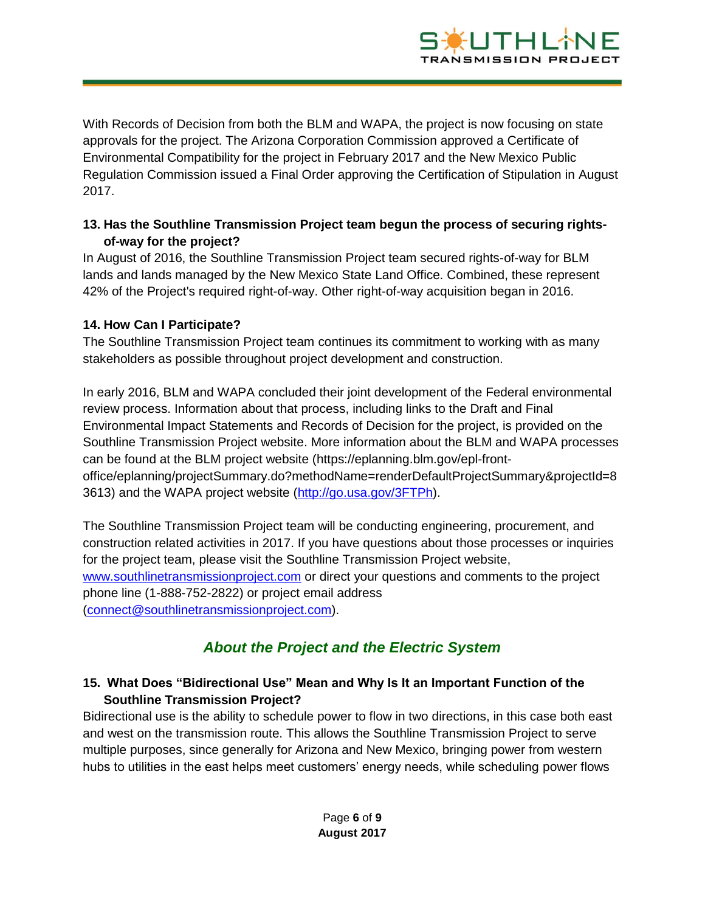With Records of Decision from both the BLM and WAPA, the project is now focusing on state approvals for the project. The Arizona Corporation Commission approved a Certificate of Environmental Compatibility for the project in February 2017 and the New Mexico Public Regulation Commission issued a Final Order approving the Certification of Stipulation in August 2017.

**13. Has the Southline Transmission Project team begun the process of securing rights-of-way for the project?**

In August of 2016, the Southline Transmission Project team secured rights-of-way for BLM lands and lands managed by the New Mexico State Land Office. Combined, these represent 42% of the Project's required right-of-way. Other right-of-way acquisition began in 2016.

**14. How Can I Participate?**

The Southline Transmission Project team continues its commitment to working with as many stakeholders as possible throughout project development and construction.

In early 2016, BLM and WAPA concluded their joint development of the Federal environmental review process. Information about that process, including links to the Draft and Final Environmental Impact Statements and Records of Decision for the project, is provided on the Southline Transmission Project website. More information about the BLM and WAPA processes can be found at the BLM project website (https://eplanning.blm.gov/epl-front-office/eplanning/projectSummary.do?methodName=renderDefaultProjectSummary&projectId=83613) and the WAPA project website ([http://go.usa.gov/3FTPh](http://go.usa.gov/3FTPh)).

The Southline Transmission Project team will be conducting engineering, procurement, and construction related activities in 2017. If you have questions about those processes or inquiries for the project team, please visit the Southline Transmission Project website, [www.southlinetransmissionproject.com](http://www.southlinetransmissionproject.com) or direct your questions and comments to the project phone line (1-888-752-2822) or project email address ([connect@southlinetransmissionproject.com](mailto:connect@southlinetransmissionproject.com)).

## *About the Project and the Electric System*

**15. What Does "Bidirectional Use" Mean and Why Is It an Important Function of the Southline Transmission Project?**

Bidirectional use is the ability to schedule power to flow in two directions, in this case both east and west on the transmission route. This allows the Southline Transmission Project to serve multiple purposes, since generally for Arizona and New Mexico, bringing power from western hubs to utilities in the east helps meet customers' energy needs, while scheduling power flows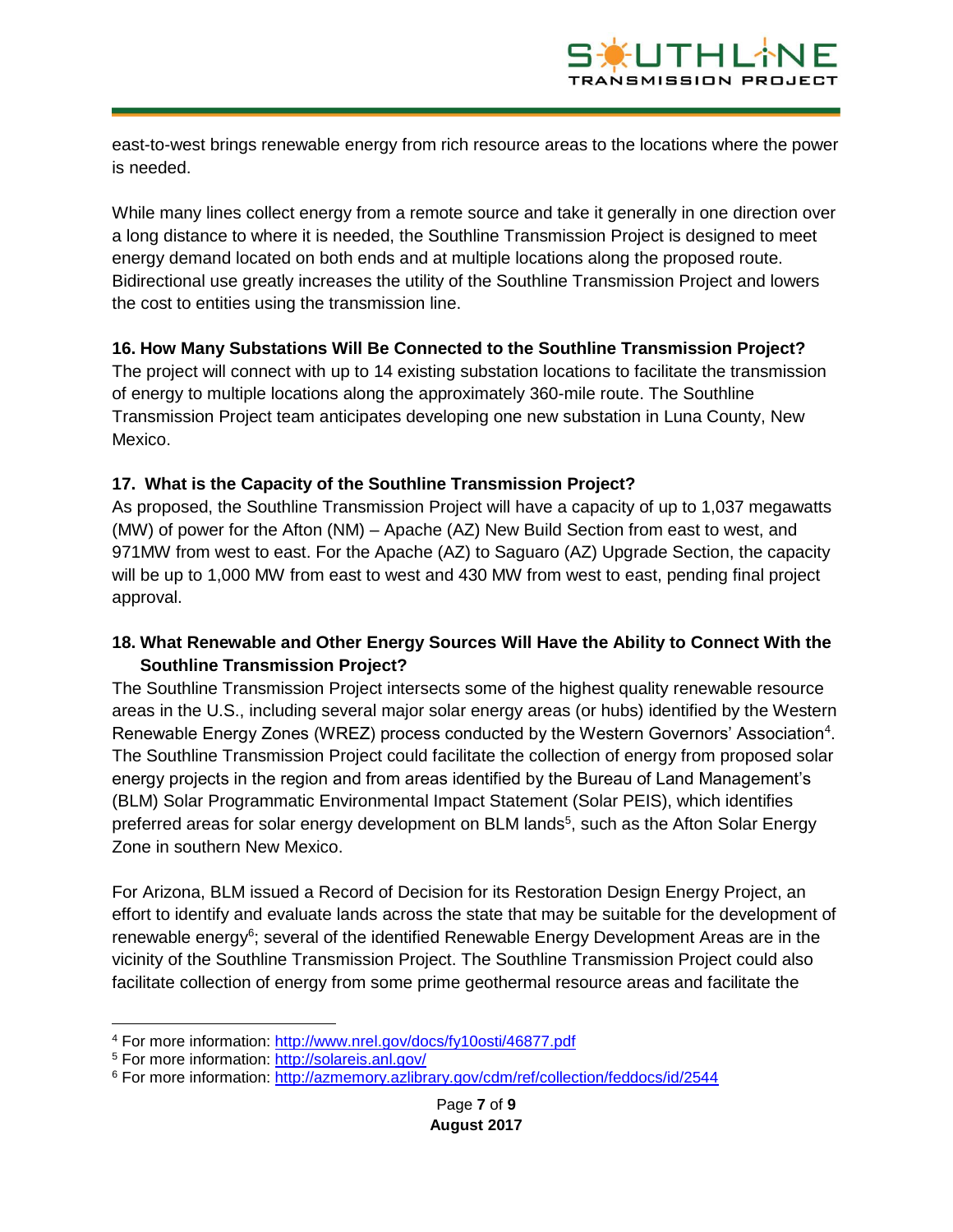east-to-west brings renewable energy from rich resource areas to the locations where the power is needed.

While many lines collect energy from a remote source and take it generally in one direction over a long distance to where it is needed, the Southline Transmission Project is designed to meet energy demand located on both ends and at multiple locations along the proposed route. Bidirectional use greatly increases the utility of the Southline Transmission Project and lowers the cost to entities using the transmission line.

### 16. How Many Substations Will Be Connected to the Southline Transmission Project?

The project will connect with up to 14 existing substation locations to facilitate the transmission of energy to multiple locations along the approximately 360-mile route. The Southline Transmission Project team anticipates developing one new substation in Luna County, New Mexico.

### 17. What is the Capacity of the Southline Transmission Project?

As proposed, the Southline Transmission Project will have a capacity of up to 1,037 megawatts (MW) of power for the Afton (NM) – Apache (AZ) New Build Section from east to west, and 971MW from west to east. For the Apache (AZ) to Saguaro (AZ) Upgrade Section, the capacity will be up to 1,000 MW from east to west and 430 MW from west to east, pending final project approval.

### 18. What Renewable and Other Energy Sources Will Have the Ability to Connect With the Southline Transmission Project?

The Southline Transmission Project intersects some of the highest quality renewable resource areas in the U.S., including several major solar energy areas (or hubs) identified by the Western Renewable Energy Zones (WREZ) process conducted by the Western Governors' Association[4]. The Southline Transmission Project could facilitate the collection of energy from proposed solar energy projects in the region and from areas identified by the Bureau of Land Management's (BLM) Solar Programmatic Environmental Impact Statement (Solar PEIS), which identifies preferred areas for solar energy development on BLM lands[5], such as the Afton Solar Energy Zone in southern New Mexico.

For Arizona, BLM issued a Record of Decision for its Restoration Design Energy Project, an effort to identify and evaluate lands across the state that may be suitable for the development of renewable energy[6]; several of the identified Renewable Energy Development Areas are in the vicinity of the Southline Transmission Project. The Southline Transmission Project could also facilitate collection of energy from some prime geothermal resource areas and facilitate the

---

[4] For more information: http://www.nrel.gov/docs/fy10osti/46877.pdf

[5] For more information: http://solareis.anl.gov/

[6] For more information: http://azmemory.azlibrary.gov/cdm/ref/collection/feddocs/id/2544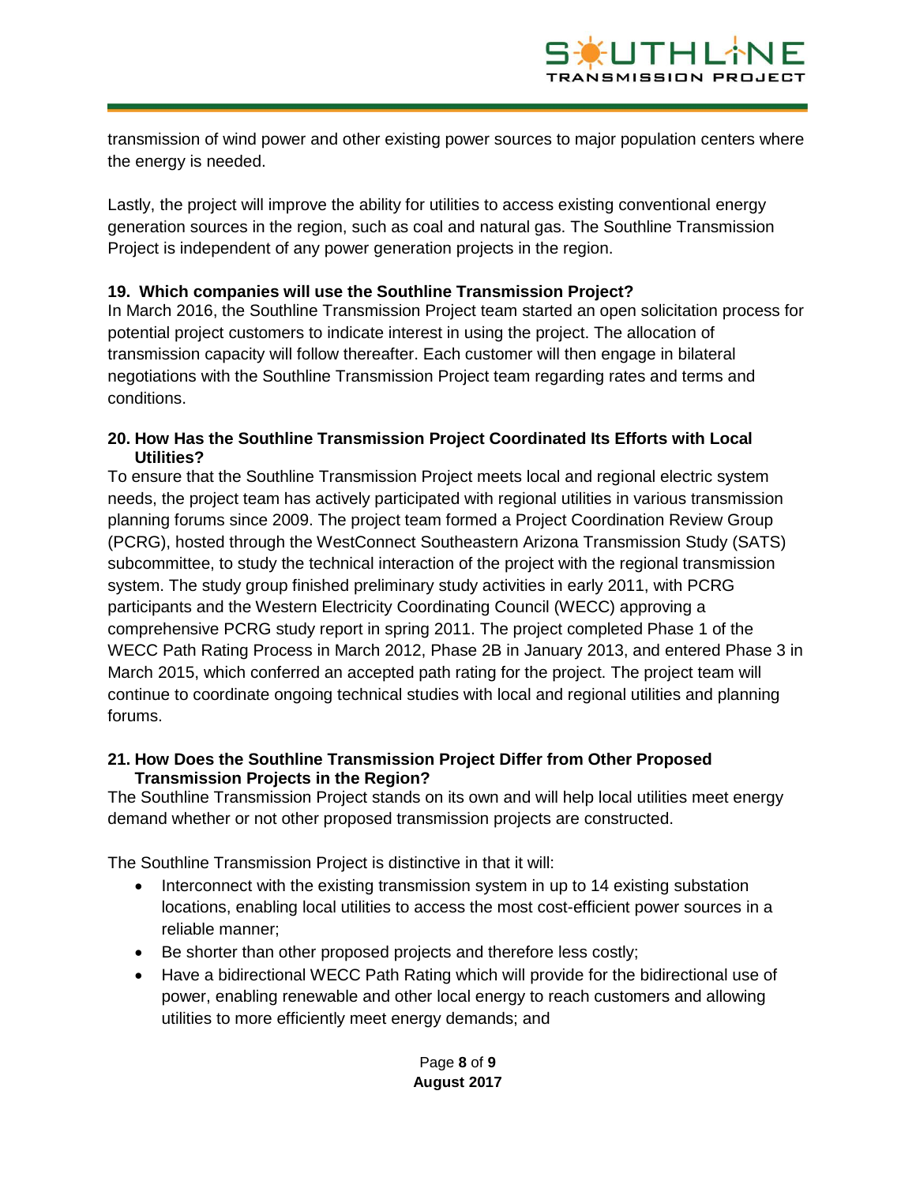transmission of wind power and other existing power sources to major population centers where the energy is needed.

Lastly, the project will improve the ability for utilities to access existing conventional energy generation sources in the region, such as coal and natural gas. The Southline Transmission Project is independent of any power generation projects in the region.

**19. Which companies will use the Southline Transmission Project?**

In March 2016, the Southline Transmission Project team started an open solicitation process for potential project customers to indicate interest in using the project. The allocation of transmission capacity will follow thereafter. Each customer will then engage in bilateral negotiations with the Southline Transmission Project team regarding rates and terms and conditions.

**20. How Has the Southline Transmission Project Coordinated Its Efforts with Local Utilities?**

To ensure that the Southline Transmission Project meets local and regional electric system needs, the project team has actively participated with regional utilities in various transmission planning forums since 2009. The project team formed a Project Coordination Review Group (PCRG), hosted through the WestConnect Southeastern Arizona Transmission Study (SATS) subcommittee, to study the technical interaction of the project with the regional transmission system. The study group finished preliminary study activities in early 2011, with PCRG participants and the Western Electricity Coordinating Council (WECC) approving a comprehensive PCRG study report in spring 2011. The project completed Phase 1 of the WECC Path Rating Process in March 2012, Phase 2B in January 2013, and entered Phase 3 in March 2015, which conferred an accepted path rating for the project. The project team will continue to coordinate ongoing technical studies with local and regional utilities and planning forums.

**21. How Does the Southline Transmission Project Differ from Other Proposed Transmission Projects in the Region?**

The Southline Transmission Project stands on its own and will help local utilities meet energy demand whether or not other proposed transmission projects are constructed.

The Southline Transmission Project is distinctive in that it will:

- Interconnect with the existing transmission system in up to 14 existing substation locations, enabling local utilities to access the most cost-efficient power sources in a reliable manner;
- Be shorter than other proposed projects and therefore less costly;
- Have a bidirectional WECC Path Rating which will provide for the bidirectional use of power, enabling renewable and other local energy to reach customers and allowing utilities to more efficiently meet energy demands; and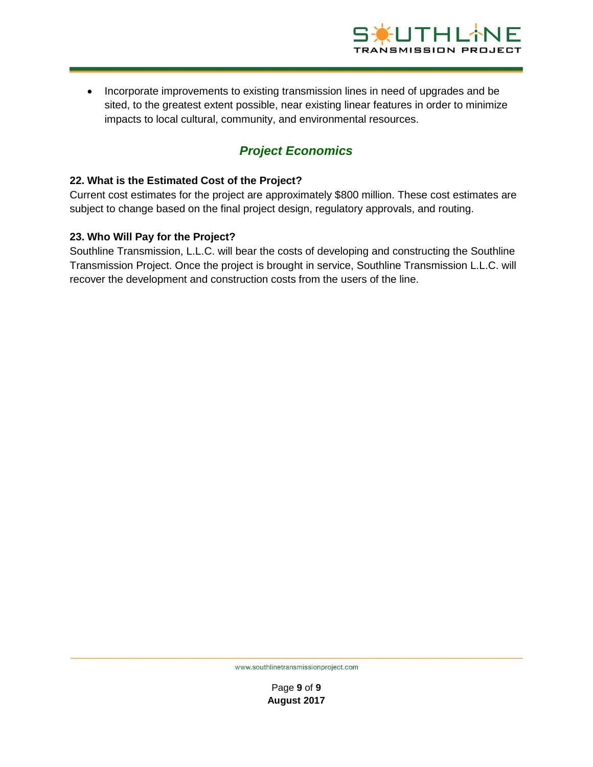- Incorporate improvements to existing transmission lines in need of upgrades and be sited, to the greatest extent possible, near existing linear features in order to minimize impacts to local cultural, community, and environmental resources.

## *Project Economics*

### 22. What is the Estimated Cost of the Project?

Current cost estimates for the project are approximately $800 million. These cost estimates are subject to change based on the final project design, regulatory approvals, and routing.

### 23. Who Will Pay for the Project?

Southline Transmission, L.L.C. will bear the costs of developing and constructing the Southline Transmission Project. Once the project is brought in service, Southline Transmission L.L.C. will recover the development and construction costs from the users of the line.